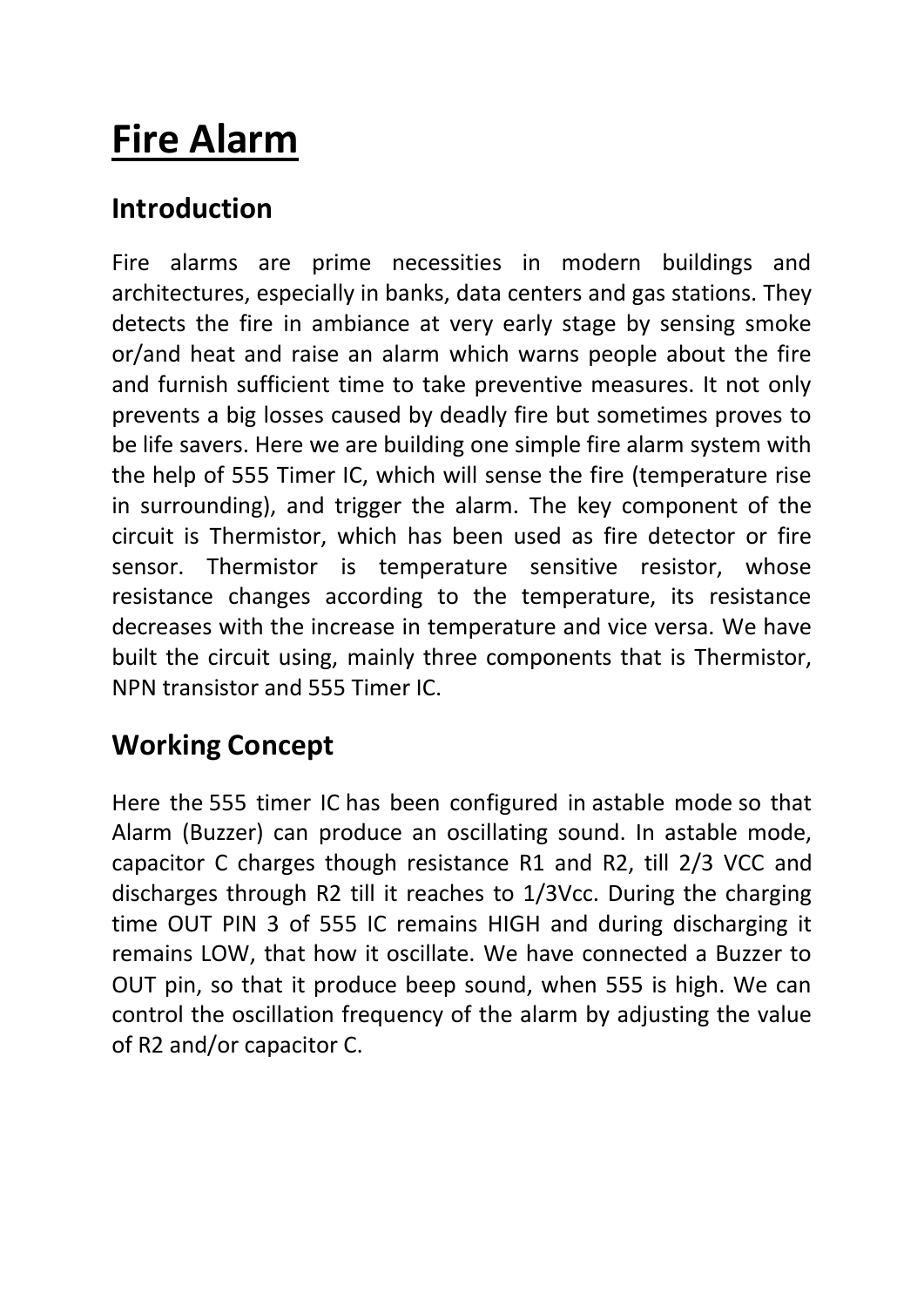# Fire Alarm

## Introduction

Fire alarms are prime necessities in modern buildings and architectures, especially in banks, data centers and gas stations. They detects the fire in ambiance at very early stage by sensing smoke or/and heat and raise an alarm which warns people about the fire and furnish sufficient time to take preventive measures. It not only prevents a big losses caused by deadly fire but sometimes proves to be life savers. Here we are building one simple fire alarm system with the help of 555 Timer IC, which will sense the fire (temperature rise in surrounding), and trigger the alarm. The key component of the circuit is Thermistor, which has been used as fire detector or fire sensor. Thermistor is temperature sensitive resistor, whose resistance changes according to the temperature, its resistance decreases with the increase in temperature and vice versa. We have built the circuit using, mainly three components that is Thermistor, NPN transistor and 555 Timer IC.

## Working Concept

Here the 555 timer IC has been configured in astable mode so that Alarm (Buzzer) can produce an oscillating sound. In astable mode, capacitor C charges though resistance R1 and R2, till 2/3 VCC and discharges through R2 till it reaches to 1/3Vcc. During the charging time OUT PIN 3 of 555 IC remains HIGH and during discharging it remains LOW, that how it oscillate. We have connected a Buzzer to OUT pin, so that it produce beep sound, when 555 is high. We can control the oscillation frequency of the alarm by adjusting the value of R2 and/or capacitor C.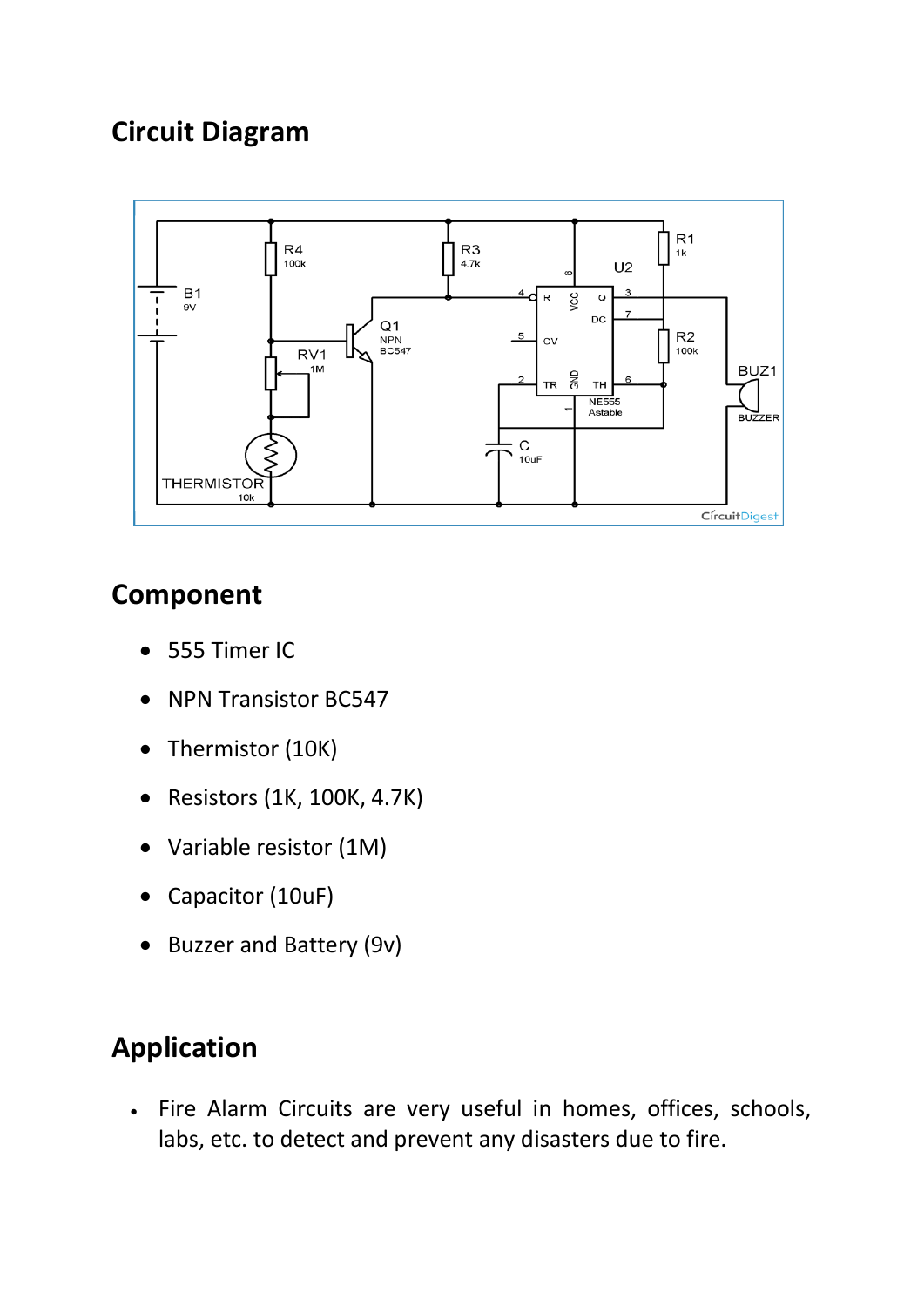## Circuit Diagram

## Component

- 555 Timer IC
- NPN Transistor BC547
- Thermistor (10K)
- Resistors (1K, 100K, 4.7K)
- Variable resistor (1M)
- Capacitor (10uF)
- Buzzer and Battery (9v)

## Application

- Fire Alarm Circuits are very useful in homes, offices, schools, labs, etc. to detect and prevent any disasters due to fire.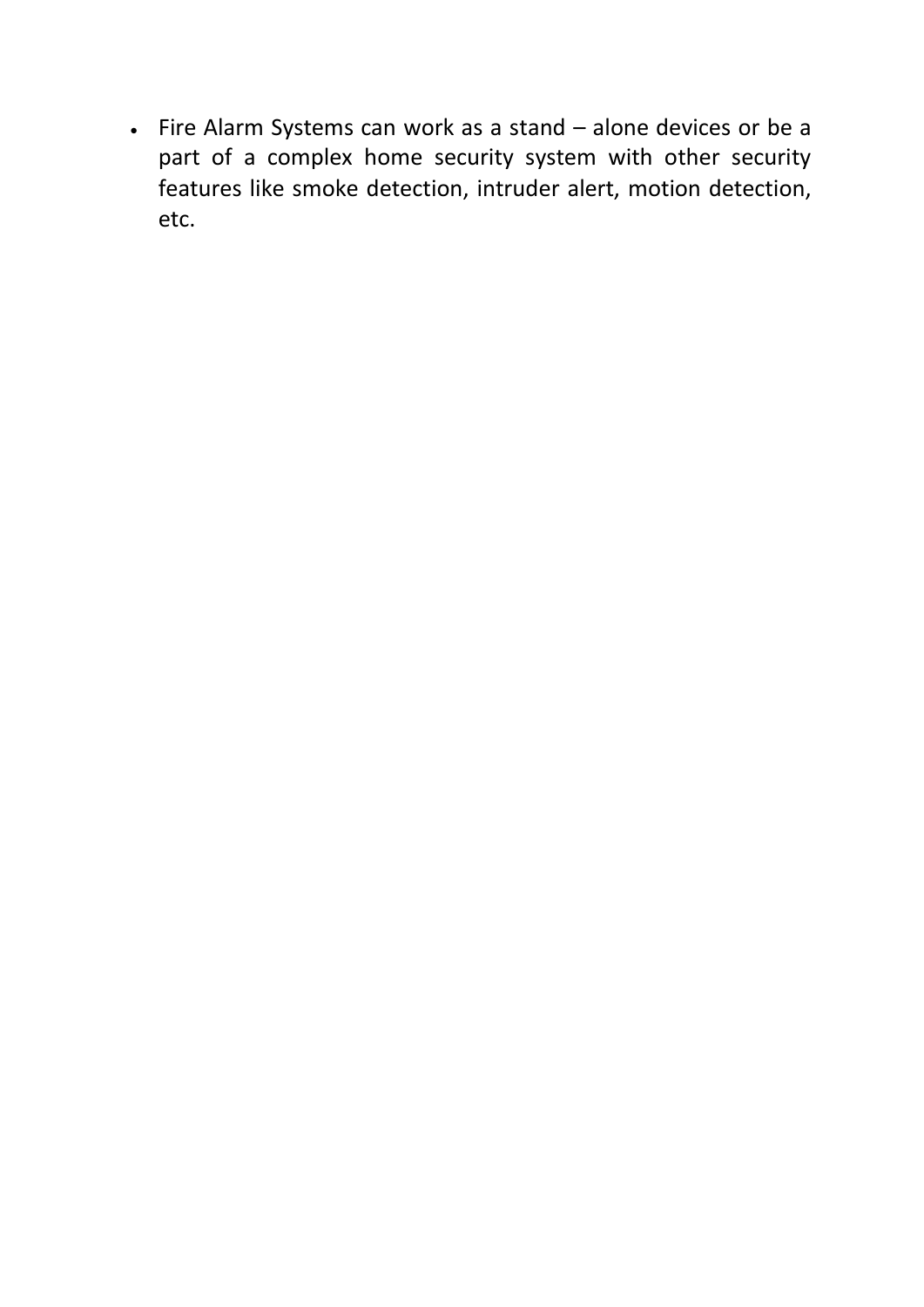- Fire Alarm Systems can work as a stand – alone devices or be a part of a complex home security system with other security features like smoke detection, intruder alert, motion detection, etc.